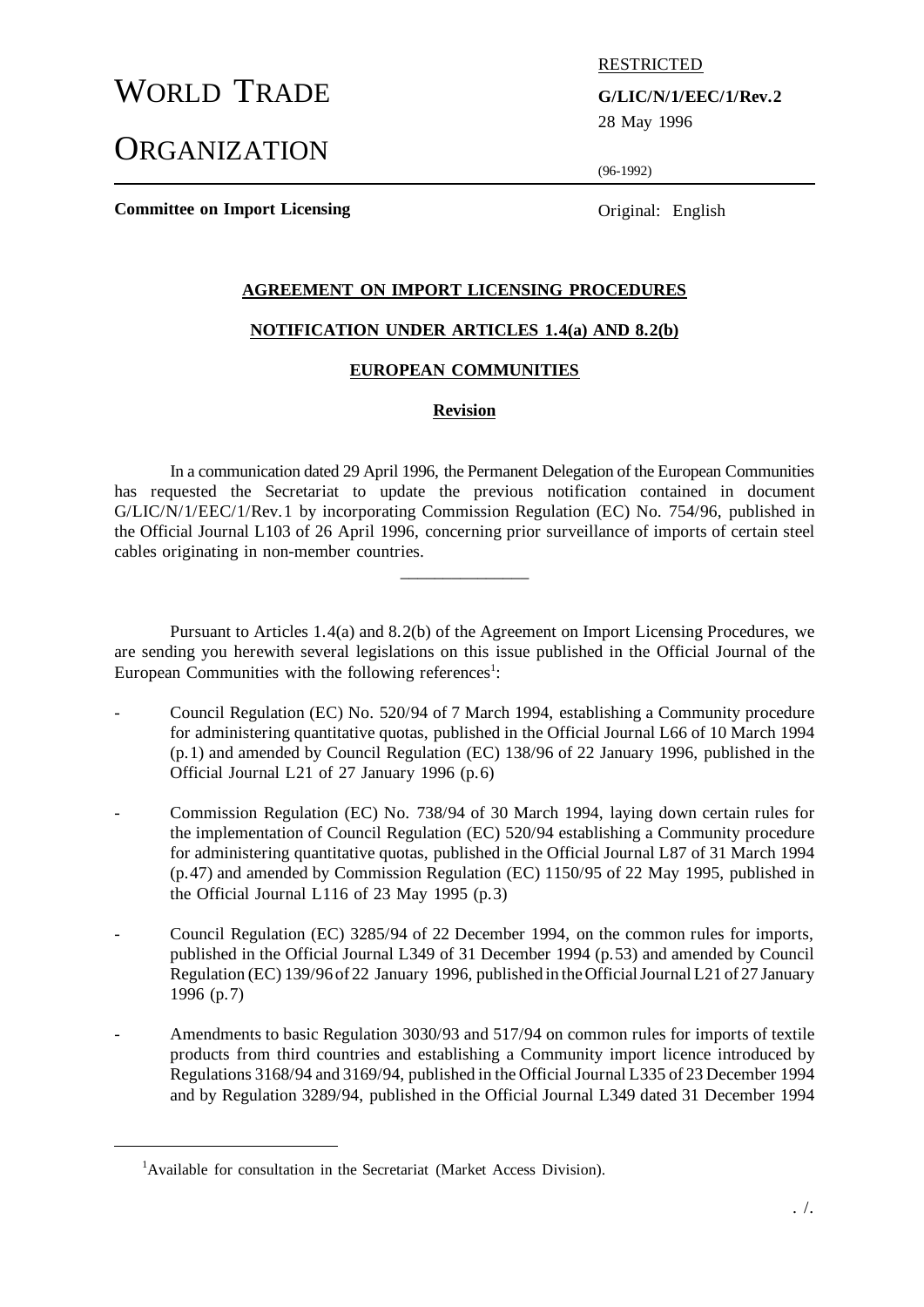# WORLD TRADE ORGANIZATION

RESTRICTED

**G/LIC/N/1/EEC/1/Rev.2**
28 May 1996

(96-1992)

**Committee on Import Licensing**

Original: English

**AGREEMENT ON IMPORT LICENSING PROCEDURES**

**NOTIFICATION UNDER ARTICLES 1.4(a) AND 8.2(b)**

**EUROPEAN COMMUNITIES**

**Revision**

In a communication dated 29 April 1996, the Permanent Delegation of the European Communities has requested the Secretariat to update the previous notification contained in document G/LIC/N/1/EEC/1/Rev.1 by incorporating Commission Regulation (EC) No. 754/96, published in the Official Journal L103 of 26 April 1996, concerning prior surveillance of imports of certain steel cables originating in non-member countries.

---

Pursuant to Articles 1.4(a) and 8.2(b) of the Agreement on Import Licensing Procedures, we are sending you herewith several legislations on this issue published in the Official Journal of the European Communities with the following references[1]:

- Council Regulation (EC) No. 520/94 of 7 March 1994, establishing a Community procedure for administering quantitative quotas, published in the Official Journal L66 of 10 March 1994 (p.1) and amended by Council Regulation (EC) 138/96 of 22 January 1996, published in the Official Journal L21 of 27 January 1996 (p.6)

- Commission Regulation (EC) No. 738/94 of 30 March 1994, laying down certain rules for the implementation of Council Regulation (EC) 520/94 establishing a Community procedure for administering quantitative quotas, published in the Official Journal L87 of 31 March 1994 (p.47) and amended by Commission Regulation (EC) 1150/95 of 22 May 1995, published in the Official Journal L116 of 23 May 1995 (p.3)

- Council Regulation (EC) 3285/94 of 22 December 1994, on the common rules for imports, published in the Official Journal L349 of 31 December 1994 (p.53) and amended by Council Regulation (EC) 139/96 of 22 January 1996, published in the Official Journal L21 of 27 January 1996 (p.7)

- Amendments to basic Regulation 3030/93 and 517/94 on common rules for imports of textile products from third countries and establishing a Community import licence introduced by Regulations 3168/94 and 3169/94, published in the Official Journal L335 of 23 December 1994 and by Regulation 3289/94, published in the Official Journal L349 dated 31 December 1994

[1] Available for consultation in the Secretariat (Market Access Division).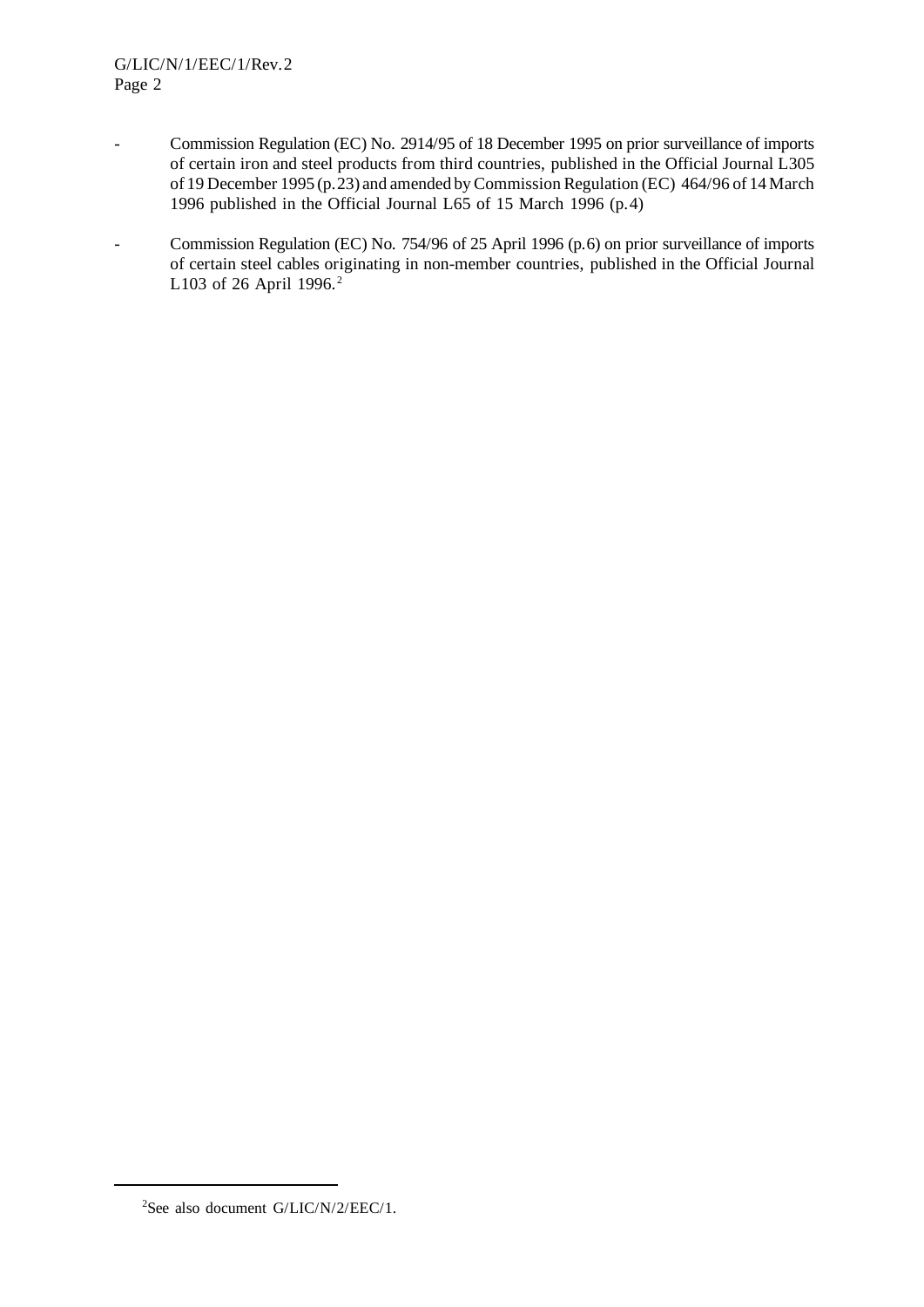- Commission Regulation (EC) No. 2914/95 of 18 December 1995 on prior surveillance of imports of certain iron and steel products from third countries, published in the Official Journal L305 of 19 December 1995 (p.23) and amended by Commission Regulation (EC) 464/96 of 14 March 1996 published in the Official Journal L65 of 15 March 1996 (p.4)

- Commission Regulation (EC) No. 754/96 of 25 April 1996 (p.6) on prior surveillance of imports of certain steel cables originating in non-member countries, published in the Official Journal L103 of 26 April 1996.[2]

[2]See also document G/LIC/N/2/EEC/1.